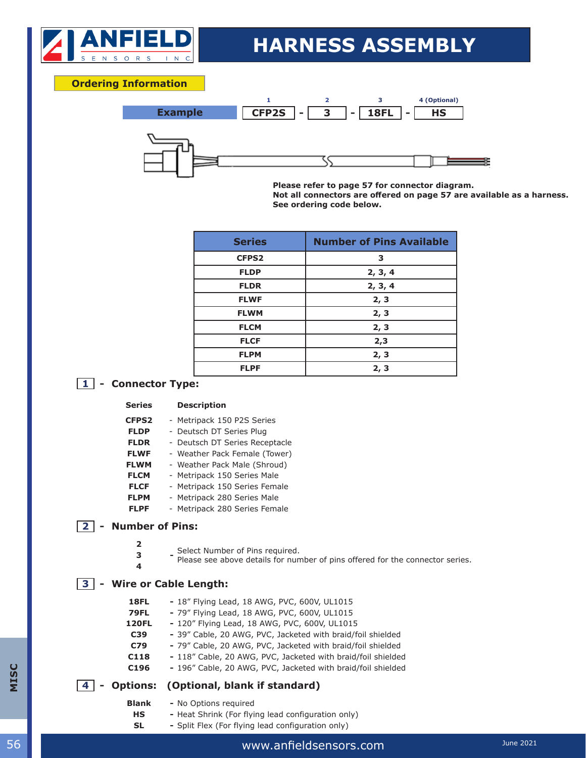# HARNESS ASSEMBLY

## Ordering Information

| Example | 1 | | 2 | | 3 | | 4 (Optional) |
|---|---|---|---|---|---|---|---|
| | CFP2S | - | 3 | - | 18FL | - | HS |

**Please refer to page 57 for connector diagram.**
**Not all connectors are offered on page 57 are available as a harness.**
**See ordering code below.**

| Series | Number of Pins Available |
|---|---|
| CFPS2 | 3 |
| FLDP | 2, 3, 4 |
| FLDR | 2, 3, 4 |
| FLWF | 2, 3 |
| FLWM | 2, 3 |
| FLCM | 2, 3 |
| FLCF | 2,3 |
| FLPM | 2, 3 |
| FLPF | 2, 3 |

### 1 - Connector Type:

| Series | Description |
|---|---|
| CFPS2 | - Metripack 150 P2S Series |
| FLDP | - Deutsch DT Series Plug |
| FLDR | - Deutsch DT Series Receptacle |
| FLWF | - Weather Pack Female (Tower) |
| FLWM | - Weather Pack Male (Shroud) |
| FLCM | - Metripack 150 Series Male |
| FLCF | - Metripack 150 Series Female |
| FLPM | - Metripack 280 Series Male |
| FLPF | - Metripack 280 Series Female |

### 2 - Number of Pins:

**2**
**3**
**4**

- Select Number of Pins required.
Please see above details for number of pins offered for the connector series.

### 3 - Wire or Cable Length:

- **18FL** - 18" Flying Lead, 18 AWG, PVC, 600V, UL1015
- **79FL** - 79" Flying Lead, 18 AWG, PVC, 600V, UL1015
- **120FL** - 120" Flying Lead, 18 AWG, PVC, 600V, UL1015
- **C39** - 39" Cable, 20 AWG, PVC, Jacketed with braid/foil shielded
- **C79** - 79" Cable, 20 AWG, PVC, Jacketed with braid/foil shielded
- **C118** - 118" Cable, 20 AWG, PVC, Jacketed with braid/foil shielded
- **C196** - 196" Cable, 20 AWG, PVC, Jacketed with braid/foil shielded

### 4 - Options: (Optional, blank if standard)

- **Blank** - No Options required
- **HS** - Heat Shrink (For flying lead configuration only)
- **SL** - Split Flex (For flying lead configuration only)

www.anfieldsensors.com

June 2021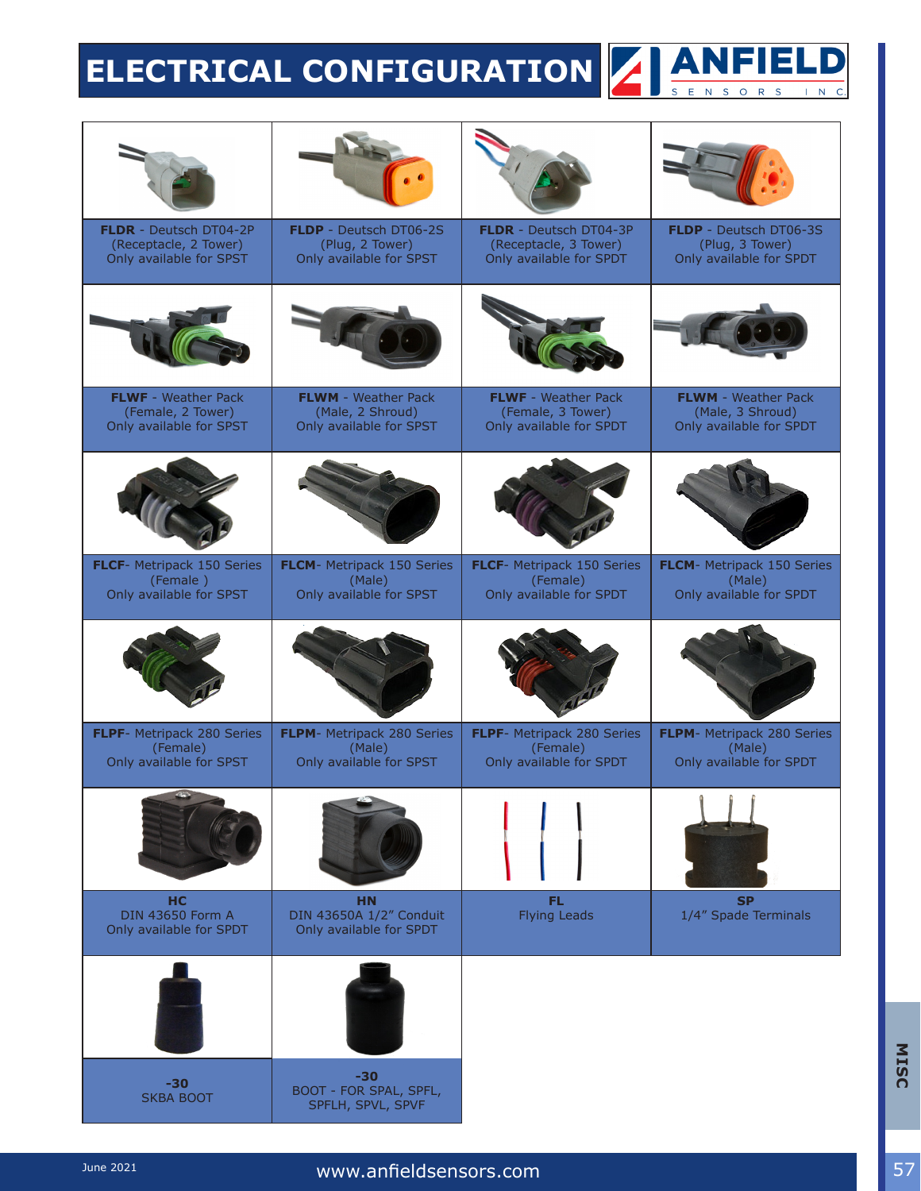# ELECTRICAL CONFIGURATION

| | | | |
|---|---|---|---|
| **FLDR** - Deutsch DT04-2P (Receptacle, 2 Tower) Only available for SPST | **FLDP** - Deutsch DT06-2S (Plug, 2 Tower) Only available for SPST | **FLDR** - Deutsch DT04-3P (Receptacle, 3 Tower) Only available for SPDT | **FLDP** - Deutsch DT06-3S (Plug, 3 Tower) Only available for SPDT |
| **FLWF** - Weather Pack (Female, 2 Tower) Only available for SPST | **FLWM** - Weather Pack (Male, 2 Shroud) Only available for SPST | **FLWF** - Weather Pack (Female, 3 Tower) Only available for SPDT | **FLWM** - Weather Pack (Male, 3 Shroud) Only available for SPDT |
| **FLCF**- Metripack 150 Series (Female) Only available for SPST | **FLCM**- Metripack 150 Series (Male) Only available for SPST | **FLCF**- Metripack 150 Series (Female) Only available for SPDT | **FLCM**- Metripack 150 Series (Male) Only available for SPDT |
| **FLPF**- Metripack 280 Series (Female) Only available for SPST | **FLPM**- Metripack 280 Series (Male) Only available for SPST | **FLPF**- Metripack 280 Series (Female) Only available for SPDT | **FLPM**- Metripack 280 Series (Male) Only available for SPDT |
| **HC** DIN 43650 Form A Only available for SPDT | **HN** DIN 43650A 1/2" Conduit Only available for SPDT | **FL** Flying Leads | **SP** 1/4" Spade Terminals |
| **-30** SKBA BOOT | **-30** BOOT - FOR SPAL, SPFL, SPFLH, SPVL, SPVF | | |

June 2021

www.anfieldsensors.com